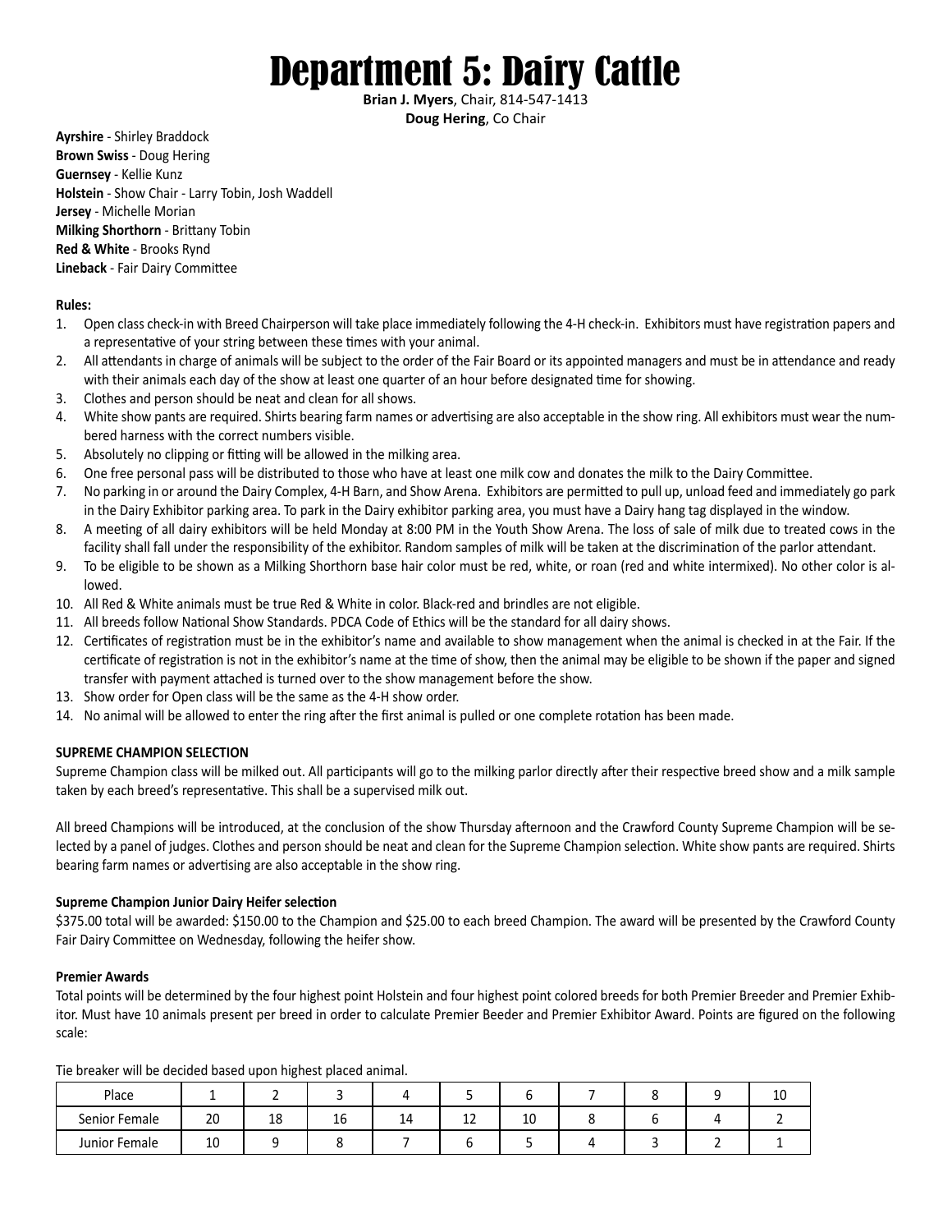# Department 5: Dairy Cattle

**Brian J. Myers**, Chair, 814-547-1413
**Doug Hering**, Co Chair

**Ayrshire** - Shirley Braddock
**Brown Swiss** - Doug Hering
**Guernsey** - Kellie Kunz
**Holstein** - Show Chair - Larry Tobin, Josh Waddell
**Jersey** - Michelle Morian
**Milking Shorthorn** - Brittany Tobin
**Red & White** - Brooks Rynd
**Lineback** - Fair Dairy Committee

**Rules:**

1. Open class check-in with Breed Chairperson will take place immediately following the 4-H check-in. Exhibitors must have registration papers and a representative of your string between these times with your animal.
2. All attendants in charge of animals will be subject to the order of the Fair Board or its appointed managers and must be in attendance and ready with their animals each day of the show at least one quarter of an hour before designated time for showing.
3. Clothes and person should be neat and clean for all shows.
4. White show pants are required. Shirts bearing farm names or advertising are also acceptable in the show ring. All exhibitors must wear the numbered harness with the correct numbers visible.
5. Absolutely no clipping or fitting will be allowed in the milking area.
6. One free personal pass will be distributed to those who have at least one milk cow and donates the milk to the Dairy Committee.
7. No parking in or around the Dairy Complex, 4-H Barn, and Show Arena. Exhibitors are permitted to pull up, unload feed and immediately go park in the Dairy Exhibitor parking area. To park in the Dairy exhibitor parking area, you must have a Dairy hang tag displayed in the window.
8. A meeting of all dairy exhibitors will be held Monday at 8:00 PM in the Youth Show Arena. The loss of sale of milk due to treated cows in the facility shall fall under the responsibility of the exhibitor. Random samples of milk will be taken at the discrimination of the parlor attendant.
9. To be eligible to be shown as a Milking Shorthorn base hair color must be red, white, or roan (red and white intermixed). No other color is allowed.
10. All Red & White animals must be true Red & White in color. Black-red and brindles are not eligible.
11. All breeds follow National Show Standards. PDCA Code of Ethics will be the standard for all dairy shows.
12. Certificates of registration must be in the exhibitor's name and available to show management when the animal is checked in at the Fair. If the certificate of registration is not in the exhibitor's name at the time of show, then the animal may be eligible to be shown if the paper and signed transfer with payment attached is turned over to the show management before the show.
13. Show order for Open class will be the same as the 4-H show order.
14. No animal will be allowed to enter the ring after the first animal is pulled or one complete rotation has been made.

**SUPREME CHAMPION SELECTION**

Supreme Champion class will be milked out. All participants will go to the milking parlor directly after their respective breed show and a milk sample taken by each breed's representative. This shall be a supervised milk out.

All breed Champions will be introduced, at the conclusion of the show Thursday afternoon and the Crawford County Supreme Champion will be selected by a panel of judges. Clothes and person should be neat and clean for the Supreme Champion selection. White show pants are required. Shirts bearing farm names or advertising are also acceptable in the show ring.

**Supreme Champion Junior Dairy Heifer selection**

$375.00 total will be awarded: $150.00 to the Champion and $25.00 to each breed Champion. The award will be presented by the Crawford County Fair Dairy Committee on Wednesday, following the heifer show.

**Premier Awards**

Total points will be determined by the four highest point Holstein and four highest point colored breeds for both Premier Breeder and Premier Exhibitor. Must have 10 animals present per breed in order to calculate Premier Beeder and Premier Exhibitor Award. Points are figured on the following scale:

Tie breaker will be decided based upon highest placed animal.

| Place | 1 | 2 | 3 | 4 | 5 | 6 | 7 | 8 | 9 | 10 |
|---|---|---|---|---|---|---|---|---|---|---|
| Senior Female | 20 | 18 | 16 | 14 | 12 | 10 | 8 | 6 | 4 | 2 |
| Junior Female | 10 | 9 | 8 | 7 | 6 | 5 | 4 | 3 | 2 | 1 |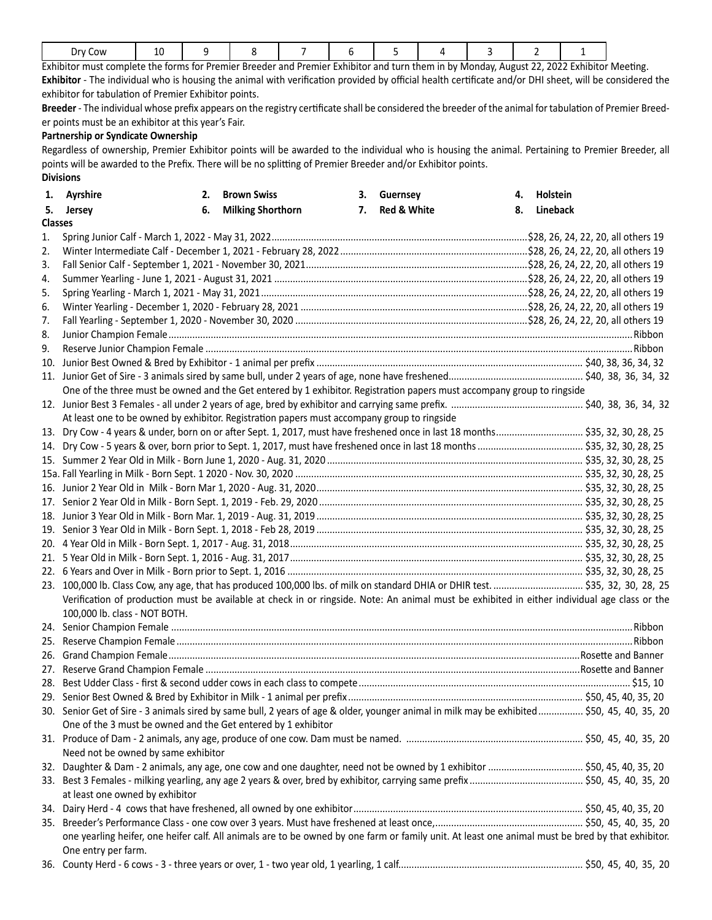| Dry Cow | 10 | 9 | 8 | 7 | 6 | 5 | 4 | 3 | 2 | 1 |
|---|---|---|---|---|---|---|---|---|---|---|

Exhibitor must complete the forms for Premier Breeder and Premier Exhibitor and turn them in by Monday, August 22, 2022 Exhibitor Meeting.

**Exhibitor** - The individual who is housing the animal with verification provided by official health certificate and/or DHI sheet, will be considered the exhibitor for tabulation of Premier Exhibitor points.

**Breeder** - The individual whose prefix appears on the registry certificate shall be considered the breeder of the animal for tabulation of Premier Breeder points must be an exhibitor at this year's Fair.

**Partnership or Syndicate Ownership**

Regardless of ownership, Premier Exhibitor points will be awarded to the individual who is housing the animal. Pertaining to Premier Breeder, all points will be awarded to the Prefix. There will be no splitting of Premier Breeder and/or Exhibitor points.

**Divisions**

1. **Ayrshire**
2. **Brown Swiss**
3. **Guernsey**
4. **Holstein**
5. **Jersey**
6. **Milking Shorthorn**
7. **Red & White**
8. **Lineback**

**Classes**

1. Spring Junior Calf - March 1, 2022 - May 31, 2022 .......... $28, 26, 24, 22, 20, all others 19
2. Winter Intermediate Calf - December 1, 2021 - February 28, 2022 .......... $28, 26, 24, 22, 20, all others 19
3. Fall Senior Calf - September 1, 2021 - November 30, 2021 .......... $28, 26, 24, 22, 20, all others 19
4. Summer Yearling - June 1, 2021 - August 31, 2021 .......... $28, 26, 24, 22, 20, all others 19
5. Spring Yearling - March 1, 2021 - May 31, 2021 .......... $28, 26, 24, 22, 20, all others 19
6. Winter Yearling - December 1, 2020 - February 28, 2021 .......... $28, 26, 24, 22, 20, all others 19
7. Fall Yearling - September 1, 2020 - November 30, 2020 .......... $28, 26, 24, 22, 20, all others 19
8. Junior Champion Female .......... Ribbon
9. Reserve Junior Champion Female .......... Ribbon
10. Junior Best Owned & Bred by Exhibitor - 1 animal per prefix .......... $40, 38, 36, 34, 32
11. Junior Get of Sire - 3 animals sired by same bull, under 2 years of age, none have freshened .......... $40, 38, 36, 34, 32
    One of the three must be owned and the Get entered by 1 exhibitor. Registration papers must accompany group to ringside
12. Junior Best 3 Females - all under 2 years of age, bred by exhibitor and carrying same prefix. .......... $40, 38, 36, 34, 32
    At least one to be owned by exhibitor. Registration papers must accompany group to ringside
13. Dry Cow - 4 years & under, born on or after Sept. 1, 2017, must have freshened once in last 18 months .......... $35, 32, 30, 28, 25
14. Dry Cow - 5 years & over, born prior to Sept. 1, 2017, must have freshened once in last 18 months .......... $35, 32, 30, 28, 25
15. Summer 2 Year Old in Milk - Born June 1, 2020 - Aug. 31, 2020 .......... $35, 32, 30, 28, 25

15a. Fall Yearling in Milk - Born Sept. 1 2020 - Nov. 30, 2020 .......... $35, 32, 30, 28, 25

16. Junior 2 Year Old in Milk - Born Mar 1, 2020 - Aug. 31, 2020 .......... $35, 32, 30, 28, 25
17. Senior 2 Year Old in Milk - Born Sept. 1, 2019 - Feb. 29, 2020 .......... $35, 32, 30, 28, 25
18. Junior 3 Year Old in Milk - Born Mar. 1, 2019 - Aug. 31, 2019 .......... $35, 32, 30, 28, 25
19. Senior 3 Year Old in Milk - Born Sept. 1, 2018 - Feb 28, 2019 .......... $35, 32, 30, 28, 25
20. 4 Year Old in Milk - Born Sept. 1, 2017 - Aug. 31, 2018 .......... $35, 32, 30, 28, 25
21. 5 Year Old in Milk - Born Sept. 1, 2016 - Aug. 31, 2017 .......... $35, 32, 30, 28, 25
22. 6 Years and Over in Milk - Born prior to Sept. 1, 2016 .......... $35, 32, 30, 28, 25
23. 100,000 lb. Class Cow, any age, that has produced 100,000 lbs. of milk on standard DHIA or DHIR test. .......... $35, 32, 30, 28, 25
    Verification of production must be available at check in or ringside. Note: An animal must be exhibited in either individual age class or the 100,000 lb. class - NOT BOTH.
24. Senior Champion Female .......... Ribbon
25. Reserve Champion Female .......... Ribbon
26. Grand Champion Female .......... Rosette and Banner
27. Reserve Grand Champion Female .......... Rosette and Banner
28. Best Udder Class - first & second udder cows in each class to compete .......... $15, 10
29. Senior Best Owned & Bred by Exhibitor in Milk - 1 animal per prefix .......... $50, 45, 40, 35, 20
30. Senior Get of Sire - 3 animals sired by same bull, 2 years of age & older, younger animal in milk may be exhibited .......... $50, 45, 40, 35, 20
    One of the 3 must be owned and the Get entered by 1 exhibitor
31. Produce of Dam - 2 animals, any age, produce of one cow. Dam must be named. .......... $50, 45, 40, 35, 20
    Need not be owned by same exhibitor
32. Daughter & Dam - 2 animals, any age, one cow and one daughter, need not be owned by 1 exhibitor .......... $50, 45, 40, 35, 20
33. Best 3 Females - milking yearling, any age 2 years & over, bred by exhibitor, carrying same prefix .......... $50, 45, 40, 35, 20
    at least one owned by exhibitor
34. Dairy Herd - 4 cows that have freshened, all owned by one exhibitor .......... $50, 45, 40, 35, 20
35. Breeder's Performance Class - one cow over 3 years. Must have freshened at least once, .......... $50, 45, 40, 35, 20
    one yearling heifer, one heifer calf. All animals are to be owned by one farm or family unit. At least one animal must be bred by that exhibitor. One entry per farm.
36. County Herd - 6 cows - 3 - three years or over, 1 - two year old, 1 yearling, 1 calf. .......... $50, 45, 40, 35, 20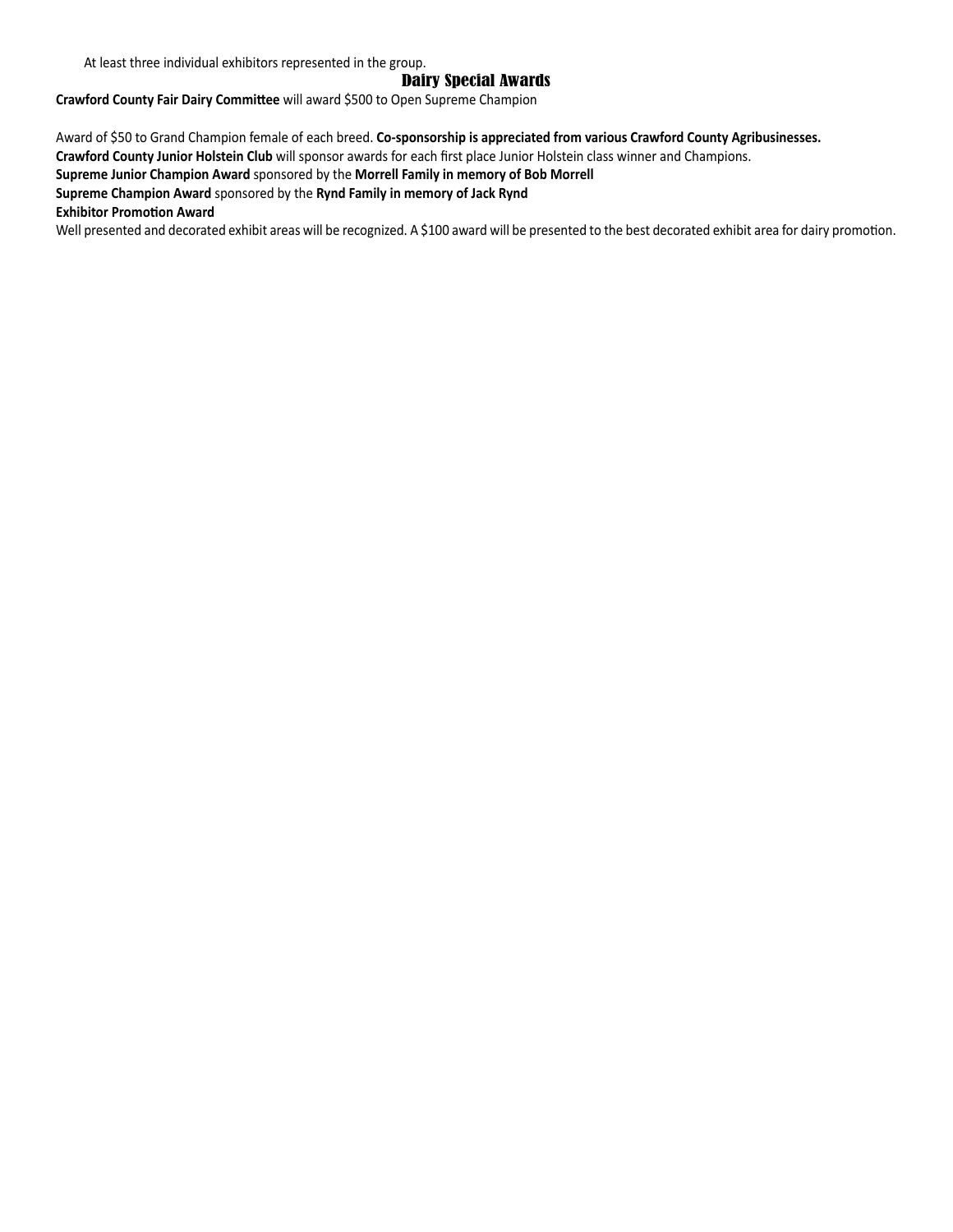At least three individual exhibitors represented in the group.

## Dairy Special Awards

**Crawford County Fair Dairy Committee** will award $500 to Open Supreme Champion

Award of $50 to Grand Champion female of each breed. **Co-sponsorship is appreciated from various Crawford County Agribusinesses.**

**Crawford County Junior Holstein Club** will sponsor awards for each first place Junior Holstein class winner and Champions.

**Supreme Junior Champion Award** sponsored by the **Morrell Family in memory of Bob Morrell**

**Supreme Champion Award** sponsored by the **Rynd Family in memory of Jack Rynd**

**Exhibitor Promotion Award**

Well presented and decorated exhibit areas will be recognized. A $100 award will be presented to the best decorated exhibit area for dairy promotion.